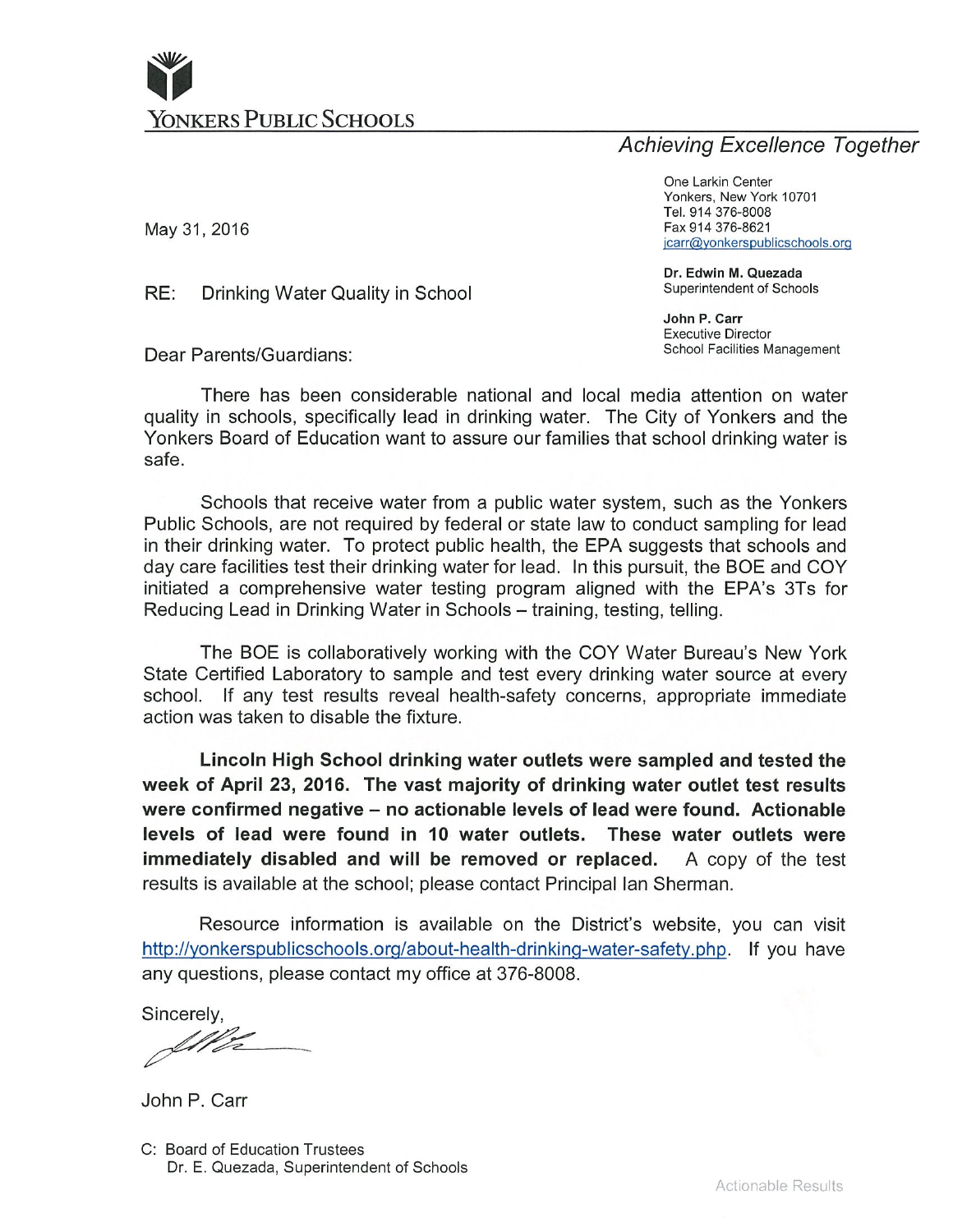# YONKERS PUBLIC SCHOOLS

*Achieving Excellence Together*

One Larkin Center
Yonkers, New York 10701
Tel. 914 376-8008
Fax 914 376-8621
jcarr@yonkerspublicschools.org

**Dr. Edwin M. Quezada**
Superintendent of Schools

**John P. Carr**
Executive Director
School Facilities Management

May 31, 2016

RE: Drinking Water Quality in School

Dear Parents/Guardians:

There has been considerable national and local media attention on water quality in schools, specifically lead in drinking water. The City of Yonkers and the Yonkers Board of Education want to assure our families that school drinking water is safe.

Schools that receive water from a public water system, such as the Yonkers Public Schools, are not required by federal or state law to conduct sampling for lead in their drinking water. To protect public health, the EPA suggests that schools and day care facilities test their drinking water for lead. In this pursuit, the BOE and COY initiated a comprehensive water testing program aligned with the EPA's 3Ts for Reducing Lead in Drinking Water in Schools – training, testing, telling.

The BOE is collaboratively working with the COY Water Bureau's New York State Certified Laboratory to sample and test every drinking water source at every school. If any test results reveal health-safety concerns, appropriate immediate action was taken to disable the fixture.

**Lincoln High School drinking water outlets were sampled and tested the week of April 23, 2016. The vast majority of drinking water outlet test results were confirmed negative – no actionable levels of lead were found. Actionable levels of lead were found in 10 water outlets. These water outlets were immediately disabled and will be removed or replaced.** A copy of the test results is available at the school; please contact Principal Ian Sherman.

Resource information is available on the District's website, you can visit http://yonkerspublicschools.org/about-health-drinking-water-safety.php. If you have any questions, please contact my office at 376-8008.

Sincerely,

John P. Carr

C: Board of Education Trustees
Dr. E. Quezada, Superintendent of Schools

Actionable Results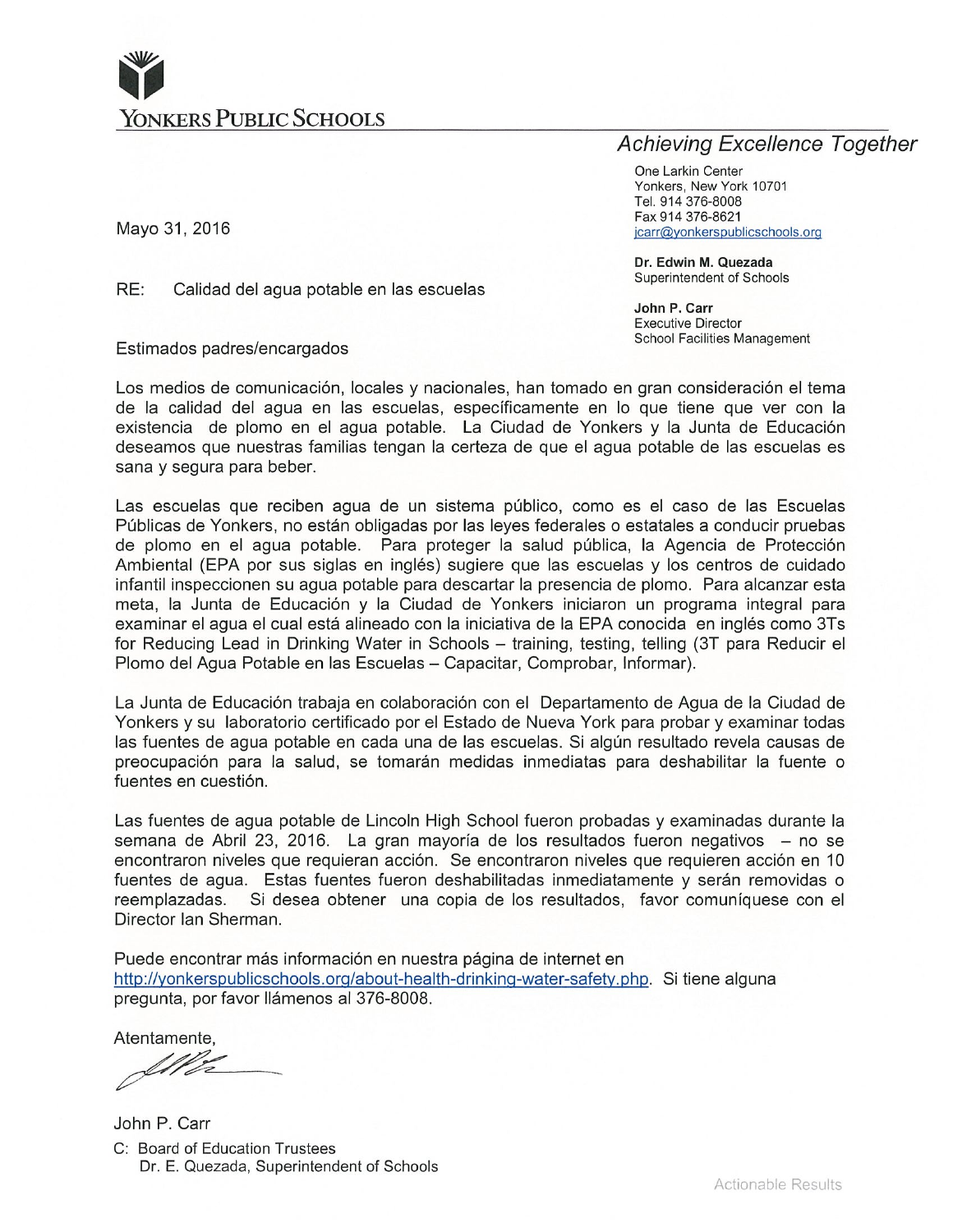# YONKERS PUBLIC SCHOOLS

*Achieving Excellence Together*

One Larkin Center
Yonkers, New York 10701
Tel. 914 376-8008
Fax 914 376-8621
jcarr@yonkerspublicschools.org

**Dr. Edwin M. Quezada**
Superintendent of Schools

**John P. Carr**
Executive Director
School Facilities Management

Mayo 31, 2016

RE: Calidad del agua potable en las escuelas

Estimados padres/encargados

Los medios de comunicación, locales y nacionales, han tomado en gran consideración el tema de la calidad del agua en las escuelas, específicamente en lo que tiene que ver con la existencia de plomo en el agua potable. La Ciudad de Yonkers y la Junta de Educación deseamos que nuestras familias tengan la certeza de que el agua potable de las escuelas es sana y segura para beber.

Las escuelas que reciben agua de un sistema público, como es el caso de las Escuelas Públicas de Yonkers, no están obligadas por las leyes federales o estatales a conducir pruebas de plomo en el agua potable. Para proteger la salud pública, la Agencia de Protección Ambiental (EPA por sus siglas en inglés) sugiere que las escuelas y los centros de cuidado infantil inspeccionen su agua potable para descartar la presencia de plomo. Para alcanzar esta meta, la Junta de Educación y la Ciudad de Yonkers iniciaron un programa integral para examinar el agua el cual está alineado con la iniciativa de la EPA conocida en inglés como 3Ts for Reducing Lead in Drinking Water in Schools – training, testing, telling (3T para Reducir el Plomo del Agua Potable en las Escuelas – Capacitar, Comprobar, Informar).

La Junta de Educación trabaja en colaboración con el Departamento de Agua de la Ciudad de Yonkers y su laboratorio certificado por el Estado de Nueva York para probar y examinar todas las fuentes de agua potable en cada una de las escuelas. Si algún resultado revela causas de preocupación para la salud, se tomarán medidas inmediatas para deshabilitar la fuente o fuentes en cuestión.

Las fuentes de agua potable de Lincoln High School fueron probadas y examinadas durante la semana de Abril 23, 2016. La gran mayoría de los resultados fueron negativos – no se encontraron niveles que requieran acción. Se encontraron niveles que requieren acción en 10 fuentes de agua. Estas fuentes fueron deshabilitadas inmediatamente y serán removidas o reemplazadas. Si desea obtener una copia de los resultados, favor comuníquese con el Director Ian Sherman.

Puede encontrar más información en nuestra página de internet en http://yonkerspublicschools.org/about-health-drinking-water-safety.php. Si tiene alguna pregunta, por favor llámenos al 376-8008.

Atentamente,

John P. Carr

C: Board of Education Trustees
Dr. E. Quezada, Superintendent of Schools

Actionable Results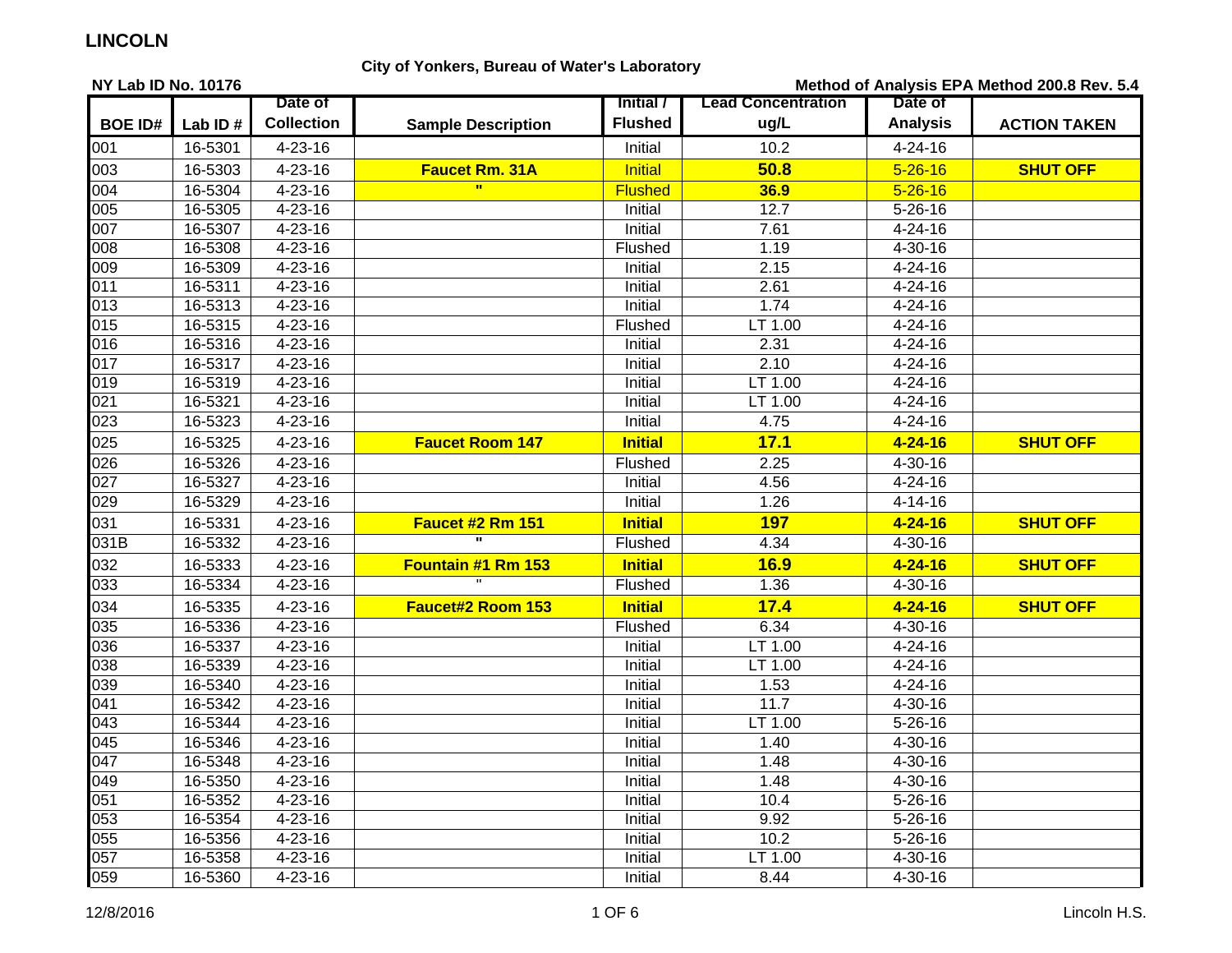# LINCOLN

**City of Yonkers, Bureau of Water's Laboratory**

**NY Lab ID No. 10176**

**Method of Analysis EPA Method 200.8 Rev. 5.4**

| BOE ID# | Lab ID # | Date of Collection | Sample Description | Initial / Flushed | Lead Concentration ug/L | Date of Analysis | ACTION TAKEN |
|---|---|---|---|---|---|---|---|
| 001 | 16-5301 | 4-23-16 | | Initial | 10.2 | 4-24-16 | |
| 003 | 16-5303 | 4-23-16 | **Faucet Rm. 31A** | Initial | **50.8** | 5-26-16 | **SHUT OFF** |
| 004 | 16-5304 | 4-23-16 | **"** | Flushed | **36.9** | 5-26-16 | |
| 005 | 16-5305 | 4-23-16 | | Initial | 12.7 | 5-26-16 | |
| 007 | 16-5307 | 4-23-16 | | Initial | 7.61 | 4-24-16 | |
| 008 | 16-5308 | 4-23-16 | | Flushed | 1.19 | 4-30-16 | |
| 009 | 16-5309 | 4-23-16 | | Initial | 2.15 | 4-24-16 | |
| 011 | 16-5311 | 4-23-16 | | Initial | 2.61 | 4-24-16 | |
| 013 | 16-5313 | 4-23-16 | | Initial | 1.74 | 4-24-16 | |
| 015 | 16-5315 | 4-23-16 | | Flushed | LT 1.00 | 4-24-16 | |
| 016 | 16-5316 | 4-23-16 | | Initial | 2.31 | 4-24-16 | |
| 017 | 16-5317 | 4-23-16 | | Initial | 2.10 | 4-24-16 | |
| 019 | 16-5319 | 4-23-16 | | Initial | LT 1.00 | 4-24-16 | |
| 021 | 16-5321 | 4-23-16 | | Initial | LT 1.00 | 4-24-16 | |
| 023 | 16-5323 | 4-23-16 | | Initial | 4.75 | 4-24-16 | |
| 025 | 16-5325 | 4-23-16 | **Faucet Room 147** | **Initial** | **17.1** | **4-24-16** | **SHUT OFF** |
| 026 | 16-5326 | 4-23-16 | | Flushed | 2.25 | 4-30-16 | |
| 027 | 16-5327 | 4-23-16 | | Initial | 4.56 | 4-24-16 | |
| 029 | 16-5329 | 4-23-16 | | Initial | 1.26 | 4-14-16 | |
| 031 | 16-5331 | 4-23-16 | **Faucet #2 Rm 151** | **Initial** | **197** | **4-24-16** | **SHUT OFF** |
| 031B | 16-5332 | 4-23-16 | **"** | Flushed | 4.34 | 4-30-16 | |
| 032 | 16-5333 | 4-23-16 | **Fountain #1 Rm 153** | **Initial** | **16.9** | **4-24-16** | **SHUT OFF** |
| 033 | 16-5334 | 4-23-16 | " | Flushed | 1.36 | 4-30-16 | |
| 034 | 16-5335 | 4-23-16 | **Faucet#2 Room 153** | **Initial** | **17.4** | **4-24-16** | **SHUT OFF** |
| 035 | 16-5336 | 4-23-16 | | Flushed | 6.34 | 4-30-16 | |
| 036 | 16-5337 | 4-23-16 | | Initial | LT 1.00 | 4-24-16 | |
| 038 | 16-5339 | 4-23-16 | | Initial | LT 1.00 | 4-24-16 | |
| 039 | 16-5340 | 4-23-16 | | Initial | 1.53 | 4-24-16 | |
| 041 | 16-5342 | 4-23-16 | | Initial | 11.7 | 4-30-16 | |
| 043 | 16-5344 | 4-23-16 | | Initial | LT 1.00 | 5-26-16 | |
| 045 | 16-5346 | 4-23-16 | | Initial | 1.40 | 4-30-16 | |
| 047 | 16-5348 | 4-23-16 | | Initial | 1.48 | 4-30-16 | |
| 049 | 16-5350 | 4-23-16 | | Initial | 1.48 | 4-30-16 | |
| 051 | 16-5352 | 4-23-16 | | Initial | 10.4 | 5-26-16 | |
| 053 | 16-5354 | 4-23-16 | | Initial | 9.92 | 5-26-16 | |
| 055 | 16-5356 | 4-23-16 | | Initial | 10.2 | 5-26-16 | |
| 057 | 16-5358 | 4-23-16 | | Initial | LT 1.00 | 4-30-16 | |
| 059 | 16-5360 | 4-23-16 | | Initial | 8.44 | 4-30-16 | |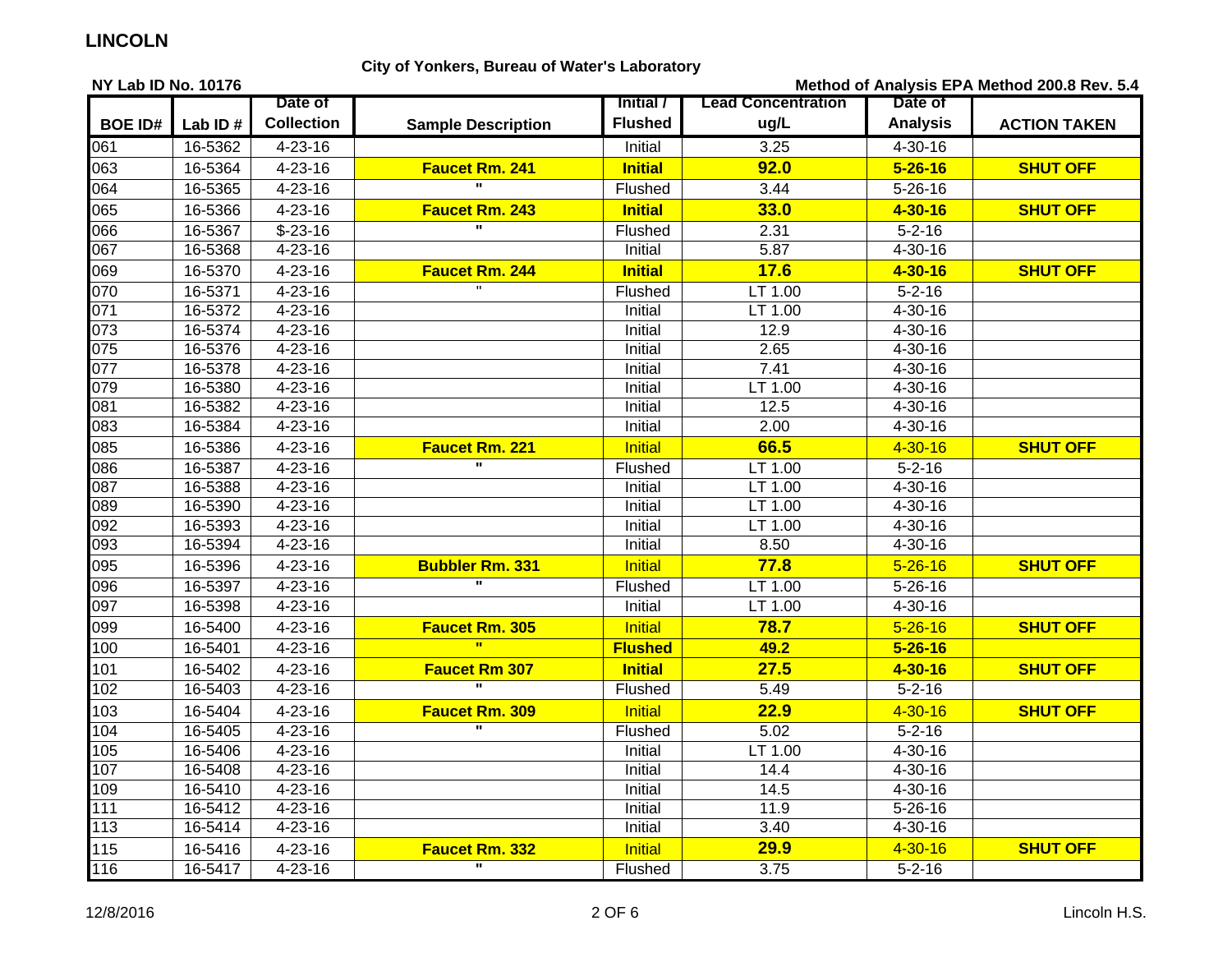## LINCOLN

**City of Yonkers, Bureau of Water's Laboratory**

**NY Lab ID No. 10176** | **Method of Analysis EPA Method 200.8 Rev. 5.4**

| BOE ID# | Lab ID # | Date of Collection | Sample Description | Initial / Flushed | Lead Concentration ug/L | Date of Analysis | ACTION TAKEN |
|---|---|---|---|---|---|---|---|
| 061 | 16-5362 | 4-23-16 | | Initial | 3.25 | 4-30-16 | |
| 063 | 16-5364 | 4-23-16 | **Faucet Rm. 241** | **Initial** | **92.0** | **5-26-16** | **SHUT OFF** |
| 064 | 16-5365 | 4-23-16 | " | Flushed | 3.44 | 5-26-16 | |
| 065 | 16-5366 | 4-23-16 | **Faucet Rm. 243** | **Initial** | **33.0** | **4-30-16** | **SHUT OFF** |
| 066 | 16-5367 | $-23-16 | " | Flushed | 2.31 | 5-2-16 | |
| 067 | 16-5368 | 4-23-16 | | Initial | 5.87 | 4-30-16 | |
| 069 | 16-5370 | 4-23-16 | **Faucet Rm. 244** | **Initial** | **17.6** | **4-30-16** | **SHUT OFF** |
| 070 | 16-5371 | 4-23-16 | " | Flushed | LT 1.00 | 5-2-16 | |
| 071 | 16-5372 | 4-23-16 | | Initial | LT 1.00 | 4-30-16 | |
| 073 | 16-5374 | 4-23-16 | | Initial | 12.9 | 4-30-16 | |
| 075 | 16-5376 | 4-23-16 | | Initial | 2.65 | 4-30-16 | |
| 077 | 16-5378 | 4-23-16 | | Initial | 7.41 | 4-30-16 | |
| 079 | 16-5380 | 4-23-16 | | Initial | LT 1.00 | 4-30-16 | |
| 081 | 16-5382 | 4-23-16 | | Initial | 12.5 | 4-30-16 | |
| 083 | 16-5384 | 4-23-16 | | Initial | 2.00 | 4-30-16 | |
| 085 | 16-5386 | 4-23-16 | **Faucet Rm. 221** | Initial | **66.5** | 4-30-16 | **SHUT OFF** |
| 086 | 16-5387 | 4-23-16 | " | Flushed | LT 1.00 | 5-2-16 | |
| 087 | 16-5388 | 4-23-16 | | Initial | LT 1.00 | 4-30-16 | |
| 089 | 16-5390 | 4-23-16 | | Initial | LT 1.00 | 4-30-16 | |
| 092 | 16-5393 | 4-23-16 | | Initial | LT 1.00 | 4-30-16 | |
| 093 | 16-5394 | 4-23-16 | | Initial | 8.50 | 4-30-16 | |
| 095 | 16-5396 | 4-23-16 | **Bubbler Rm. 331** | Initial | **77.8** | 5-26-16 | **SHUT OFF** |
| 096 | 16-5397 | 4-23-16 | " | Flushed | LT 1.00 | 5-26-16 | |
| 097 | 16-5398 | 4-23-16 | | Initial | LT 1.00 | 4-30-16 | |
| 099 | 16-5400 | 4-23-16 | **Faucet Rm. 305** | Initial | **78.7** | 5-26-16 | **SHUT OFF** |
| 100 | 16-5401 | 4-23-16 | **"** | **Flushed** | **49.2** | **5-26-16** | |
| 101 | 16-5402 | 4-23-16 | **Faucet Rm 307** | **Initial** | **27.5** | **4-30-16** | **SHUT OFF** |
| 102 | 16-5403 | 4-23-16 | " | Flushed | 5.49 | 5-2-16 | |
| 103 | 16-5404 | 4-23-16 | **Faucet Rm. 309** | Initial | **22.9** | 4-30-16 | **SHUT OFF** |
| 104 | 16-5405 | 4-23-16 | " | Flushed | 5.02 | 5-2-16 | |
| 105 | 16-5406 | 4-23-16 | | Initial | LT 1.00 | 4-30-16 | |
| 107 | 16-5408 | 4-23-16 | | Initial | 14.4 | 4-30-16 | |
| 109 | 16-5410 | 4-23-16 | | Initial | 14.5 | 4-30-16 | |
| 111 | 16-5412 | 4-23-16 | | Initial | 11.9 | 5-26-16 | |
| 113 | 16-5414 | 4-23-16 | | Initial | 3.40 | 4-30-16 | |
| 115 | 16-5416 | 4-23-16 | **Faucet Rm. 332** | Initial | **29.9** | 4-30-16 | **SHUT OFF** |
| 116 | 16-5417 | 4-23-16 | " | Flushed | 3.75 | 5-2-16 | |

12/8/2016 | Lincoln H.S.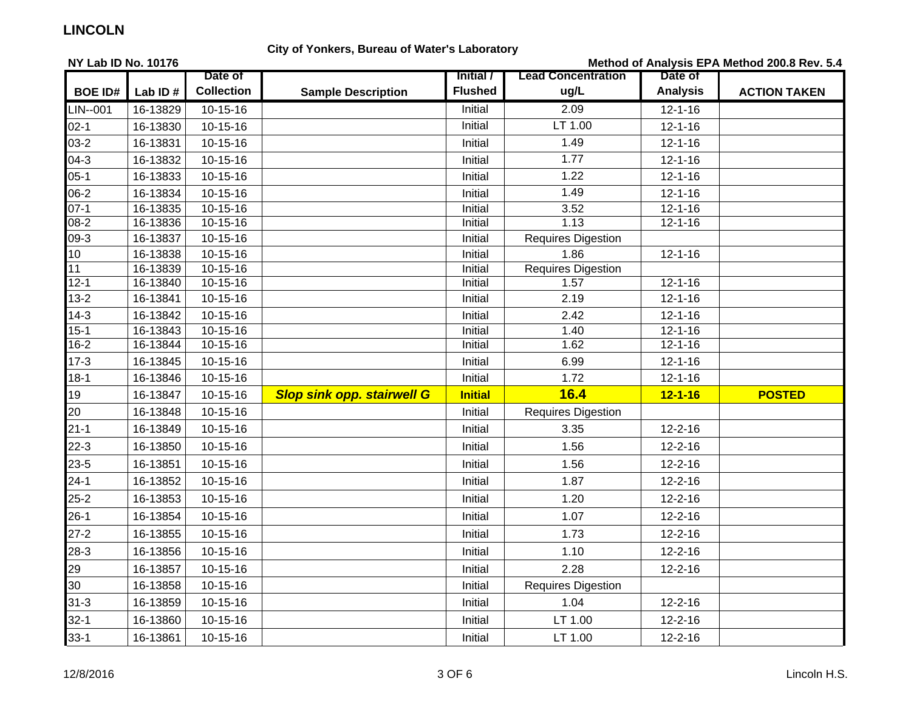# LINCOLN

**City of Yonkers, Bureau of Water's Laboratory**

**NY Lab ID No. 10176**

**Method of Analysis EPA Method 200.8 Rev. 5.4**

| BOE ID# | Lab ID # | Date of Collection | Sample Description | Initial / Flushed | Lead Concentration ug/L | Date of Analysis | ACTION TAKEN |
|---|---|---|---|---|---|---|---|
| LIN--001 | 16-13829 | 10-15-16 | | Initial | 2.09 | 12-1-16 | |
| 02-1 | 16-13830 | 10-15-16 | | Initial | LT 1.00 | 12-1-16 | |
| 03-2 | 16-13831 | 10-15-16 | | Initial | 1.49 | 12-1-16 | |
| 04-3 | 16-13832 | 10-15-16 | | Initial | 1.77 | 12-1-16 | |
| 05-1 | 16-13833 | 10-15-16 | | Initial | 1.22 | 12-1-16 | |
| 06-2 | 16-13834 | 10-15-16 | | Initial | 1.49 | 12-1-16 | |
| 07-1 | 16-13835 | 10-15-16 | | Initial | 3.52 | 12-1-16 | |
| 08-2 | 16-13836 | 10-15-16 | | Initial | 1.13 | 12-1-16 | |
| 09-3 | 16-13837 | 10-15-16 | | Initial | Requires Digestion | | |
| 10 | 16-13838 | 10-15-16 | | Initial | 1.86 | 12-1-16 | |
| 11 | 16-13839 | 10-15-16 | | Initial | Requires Digestion | | |
| 12-1 | 16-13840 | 10-15-16 | | Initial | 1.57 | 12-1-16 | |
| 13-2 | 16-13841 | 10-15-16 | | Initial | 2.19 | 12-1-16 | |
| 14-3 | 16-13842 | 10-15-16 | | Initial | 2.42 | 12-1-16 | |
| 15-1 | 16-13843 | 10-15-16 | | Initial | 1.40 | 12-1-16 | |
| 16-2 | 16-13844 | 10-15-16 | | Initial | 1.62 | 12-1-16 | |
| 17-3 | 16-13845 | 10-15-16 | | Initial | 6.99 | 12-1-16 | |
| 18-1 | 16-13846 | 10-15-16 | | Initial | 1.72 | 12-1-16 | |
| 19 | 16-13847 | 10-15-16 | ***Slop sink opp. stairwell G*** | **Initial** | **16.4** | **12-1-16** | **POSTED** |
| 20 | 16-13848 | 10-15-16 | | Initial | Requires Digestion | | |
| 21-1 | 16-13849 | 10-15-16 | | Initial | 3.35 | 12-2-16 | |
| 22-3 | 16-13850 | 10-15-16 | | Initial | 1.56 | 12-2-16 | |
| 23-5 | 16-13851 | 10-15-16 | | Initial | 1.56 | 12-2-16 | |
| 24-1 | 16-13852 | 10-15-16 | | Initial | 1.87 | 12-2-16 | |
| 25-2 | 16-13853 | 10-15-16 | | Initial | 1.20 | 12-2-16 | |
| 26-1 | 16-13854 | 10-15-16 | | Initial | 1.07 | 12-2-16 | |
| 27-2 | 16-13855 | 10-15-16 | | Initial | 1.73 | 12-2-16 | |
| 28-3 | 16-13856 | 10-15-16 | | Initial | 1.10 | 12-2-16 | |
| 29 | 16-13857 | 10-15-16 | | Initial | 2.28 | 12-2-16 | |
| 30 | 16-13858 | 10-15-16 | | Initial | Requires Digestion | | |
| 31-3 | 16-13859 | 10-15-16 | | Initial | 1.04 | 12-2-16 | |
| 32-1 | 16-13860 | 10-15-16 | | Initial | LT 1.00 | 12-2-16 | |
| 33-1 | 16-13861 | 10-15-16 | | Initial | LT 1.00 | 12-2-16 | |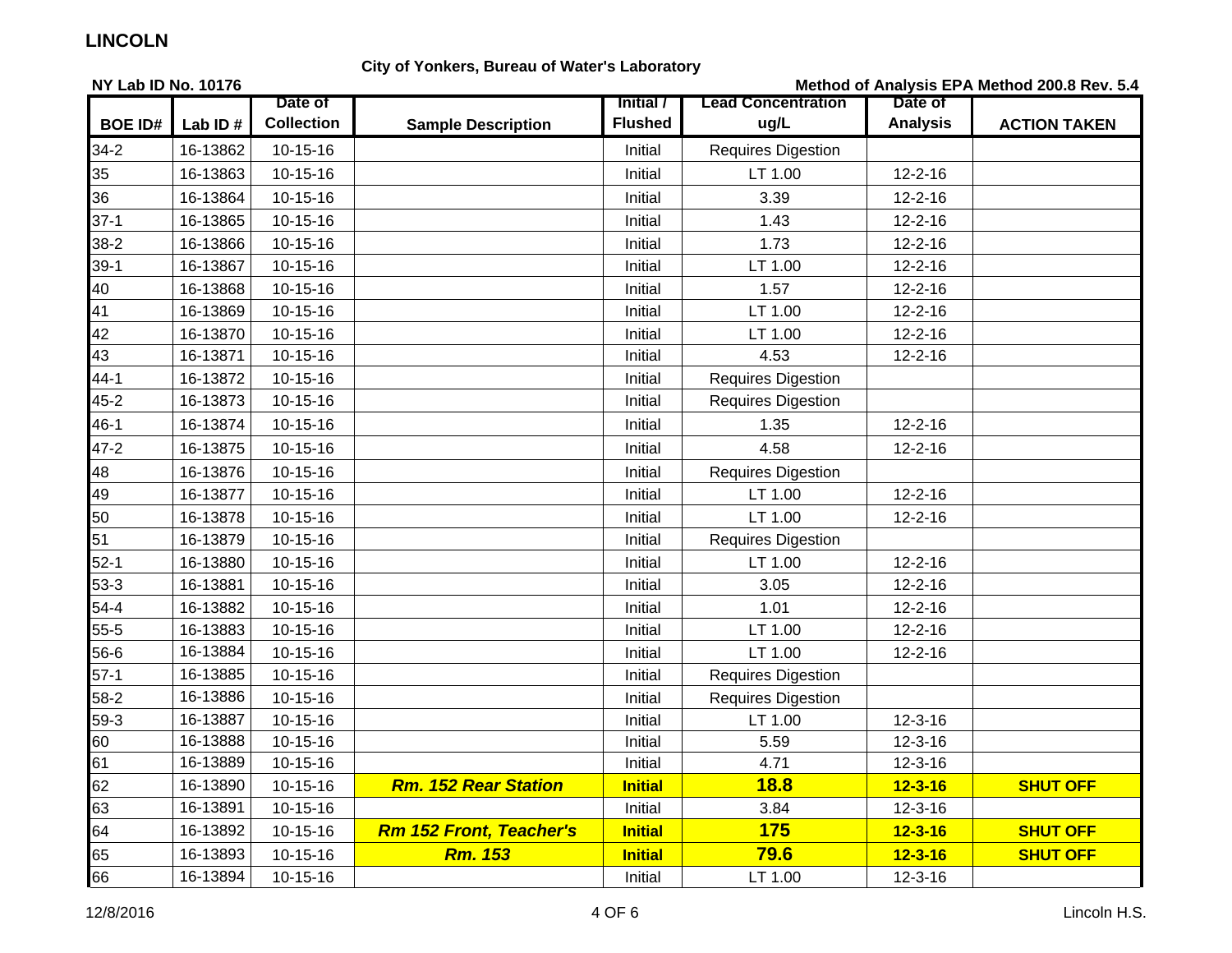# LINCOLN

**City of Yonkers, Bureau of Water's Laboratory**

**NY Lab ID No. 10176**

**Method of Analysis EPA Method 200.8 Rev. 5.4**

| BOE ID# | Lab ID # | Date of Collection | Sample Description | Initial / Flushed | Lead Concentration ug/L | Date of Analysis | ACTION TAKEN |
|---|---|---|---|---|---|---|---|
| 34-2 | 16-13862 | 10-15-16 | | Initial | Requires Digestion | | |
| 35 | 16-13863 | 10-15-16 | | Initial | LT 1.00 | 12-2-16 | |
| 36 | 16-13864 | 10-15-16 | | Initial | 3.39 | 12-2-16 | |
| 37-1 | 16-13865 | 10-15-16 | | Initial | 1.43 | 12-2-16 | |
| 38-2 | 16-13866 | 10-15-16 | | Initial | 1.73 | 12-2-16 | |
| 39-1 | 16-13867 | 10-15-16 | | Initial | LT 1.00 | 12-2-16 | |
| 40 | 16-13868 | 10-15-16 | | Initial | 1.57 | 12-2-16 | |
| 41 | 16-13869 | 10-15-16 | | Initial | LT 1.00 | 12-2-16 | |
| 42 | 16-13870 | 10-15-16 | | Initial | LT 1.00 | 12-2-16 | |
| 43 | 16-13871 | 10-15-16 | | Initial | 4.53 | 12-2-16 | |
| 44-1 | 16-13872 | 10-15-16 | | Initial | Requires Digestion | | |
| 45-2 | 16-13873 | 10-15-16 | | Initial | Requires Digestion | | |
| 46-1 | 16-13874 | 10-15-16 | | Initial | 1.35 | 12-2-16 | |
| 47-2 | 16-13875 | 10-15-16 | | Initial | 4.58 | 12-2-16 | |
| 48 | 16-13876 | 10-15-16 | | Initial | Requires Digestion | | |
| 49 | 16-13877 | 10-15-16 | | Initial | LT 1.00 | 12-2-16 | |
| 50 | 16-13878 | 10-15-16 | | Initial | LT 1.00 | 12-2-16 | |
| 51 | 16-13879 | 10-15-16 | | Initial | Requires Digestion | | |
| 52-1 | 16-13880 | 10-15-16 | | Initial | LT 1.00 | 12-2-16 | |
| 53-3 | 16-13881 | 10-15-16 | | Initial | 3.05 | 12-2-16 | |
| 54-4 | 16-13882 | 10-15-16 | | Initial | 1.01 | 12-2-16 | |
| 55-5 | 16-13883 | 10-15-16 | | Initial | LT 1.00 | 12-2-16 | |
| 56-6 | 16-13884 | 10-15-16 | | Initial | LT 1.00 | 12-2-16 | |
| 57-1 | 16-13885 | 10-15-16 | | Initial | Requires Digestion | | |
| 58-2 | 16-13886 | 10-15-16 | | Initial | Requires Digestion | | |
| 59-3 | 16-13887 | 10-15-16 | | Initial | LT 1.00 | 12-3-16 | |
| 60 | 16-13888 | 10-15-16 | | Initial | 5.59 | 12-3-16 | |
| 61 | 16-13889 | 10-15-16 | | Initial | 4.71 | 12-3-16 | |
| 62 | 16-13890 | 10-15-16 | ***Rm. 152 Rear Station*** | **Initial** | **18.8** | **12-3-16** | **SHUT OFF** |
| 63 | 16-13891 | 10-15-16 | | Initial | 3.84 | 12-3-16 | |
| 64 | 16-13892 | 10-15-16 | ***Rm 152 Front, Teacher's*** | **Initial** | **175** | **12-3-16** | **SHUT OFF** |
| 65 | 16-13893 | 10-15-16 | ***Rm. 153*** | **Initial** | **79.6** | **12-3-16** | **SHUT OFF** |
| 66 | 16-13894 | 10-15-16 | | Initial | LT 1.00 | 12-3-16 | |

12/8/2016 | Lincoln H.S.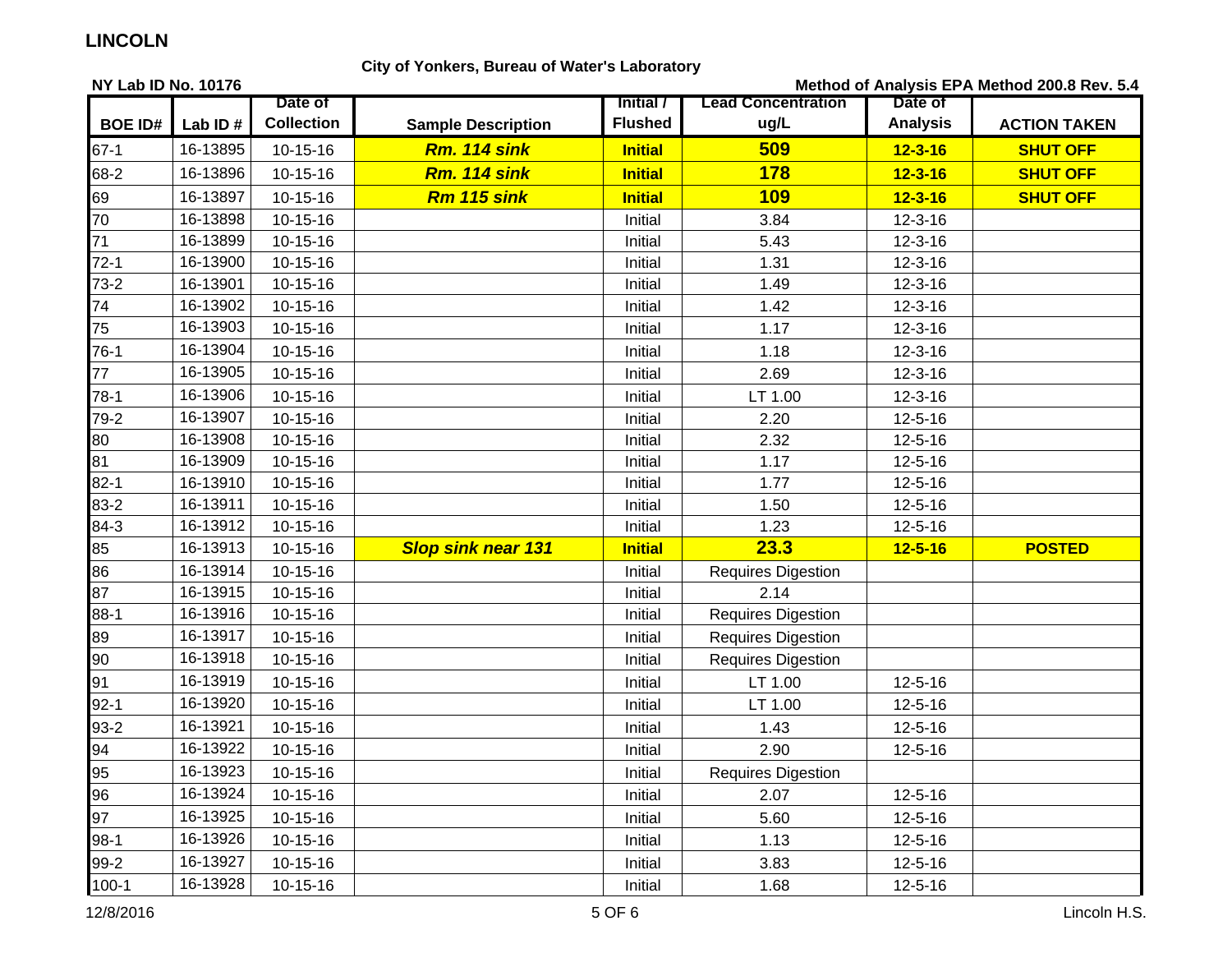# LINCOLN

**City of Yonkers, Bureau of Water's Laboratory**

**NY Lab ID No. 10176**

**Method of Analysis EPA Method 200.8 Rev. 5.4**

| BOE ID# | Lab ID # | Date of Collection | Sample Description | Initial / Flushed | Lead Concentration ug/L | Date of Analysis | ACTION TAKEN |
|---|---|---|---|---|---|---|---|
| 67-1 | 16-13895 | 10-15-16 | ***Rm. 114 sink*** | **Initial** | **509** | **12-3-16** | **SHUT OFF** |
| 68-2 | 16-13896 | 10-15-16 | ***Rm. 114 sink*** | **Initial** | **178** | **12-3-16** | **SHUT OFF** |
| 69 | 16-13897 | 10-15-16 | ***Rm 115 sink*** | **Initial** | **109** | **12-3-16** | **SHUT OFF** |
| 70 | 16-13898 | 10-15-16 | | Initial | 3.84 | 12-3-16 | |
| 71 | 16-13899 | 10-15-16 | | Initial | 5.43 | 12-3-16 | |
| 72-1 | 16-13900 | 10-15-16 | | Initial | 1.31 | 12-3-16 | |
| 73-2 | 16-13901 | 10-15-16 | | Initial | 1.49 | 12-3-16 | |
| 74 | 16-13902 | 10-15-16 | | Initial | 1.42 | 12-3-16 | |
| 75 | 16-13903 | 10-15-16 | | Initial | 1.17 | 12-3-16 | |
| 76-1 | 16-13904 | 10-15-16 | | Initial | 1.18 | 12-3-16 | |
| 77 | 16-13905 | 10-15-16 | | Initial | 2.69 | 12-3-16 | |
| 78-1 | 16-13906 | 10-15-16 | | Initial | LT 1.00 | 12-3-16 | |
| 79-2 | 16-13907 | 10-15-16 | | Initial | 2.20 | 12-5-16 | |
| 80 | 16-13908 | 10-15-16 | | Initial | 2.32 | 12-5-16 | |
| 81 | 16-13909 | 10-15-16 | | Initial | 1.17 | 12-5-16 | |
| 82-1 | 16-13910 | 10-15-16 | | Initial | 1.77 | 12-5-16 | |
| 83-2 | 16-13911 | 10-15-16 | | Initial | 1.50 | 12-5-16 | |
| 84-3 | 16-13912 | 10-15-16 | | Initial | 1.23 | 12-5-16 | |
| 85 | 16-13913 | 10-15-16 | ***Slop sink near 131*** | **Initial** | **23.3** | **12-5-16** | **POSTED** |
| 86 | 16-13914 | 10-15-16 | | Initial | Requires Digestion | | |
| 87 | 16-13915 | 10-15-16 | | Initial | 2.14 | | |
| 88-1 | 16-13916 | 10-15-16 | | Initial | Requires Digestion | | |
| 89 | 16-13917 | 10-15-16 | | Initial | Requires Digestion | | |
| 90 | 16-13918 | 10-15-16 | | Initial | Requires Digestion | | |
| 91 | 16-13919 | 10-15-16 | | Initial | LT 1.00 | 12-5-16 | |
| 92-1 | 16-13920 | 10-15-16 | | Initial | LT 1.00 | 12-5-16 | |
| 93-2 | 16-13921 | 10-15-16 | | Initial | 1.43 | 12-5-16 | |
| 94 | 16-13922 | 10-15-16 | | Initial | 2.90 | 12-5-16 | |
| 95 | 16-13923 | 10-15-16 | | Initial | Requires Digestion | | |
| 96 | 16-13924 | 10-15-16 | | Initial | 2.07 | 12-5-16 | |
| 97 | 16-13925 | 10-15-16 | | Initial | 5.60 | 12-5-16 | |
| 98-1 | 16-13926 | 10-15-16 | | Initial | 1.13 | 12-5-16 | |
| 99-2 | 16-13927 | 10-15-16 | | Initial | 3.83 | 12-5-16 | |
| 100-1 | 16-13928 | 10-15-16 | | Initial | 1.68 | 12-5-16 | |

12/8/2016

Lincoln H.S.